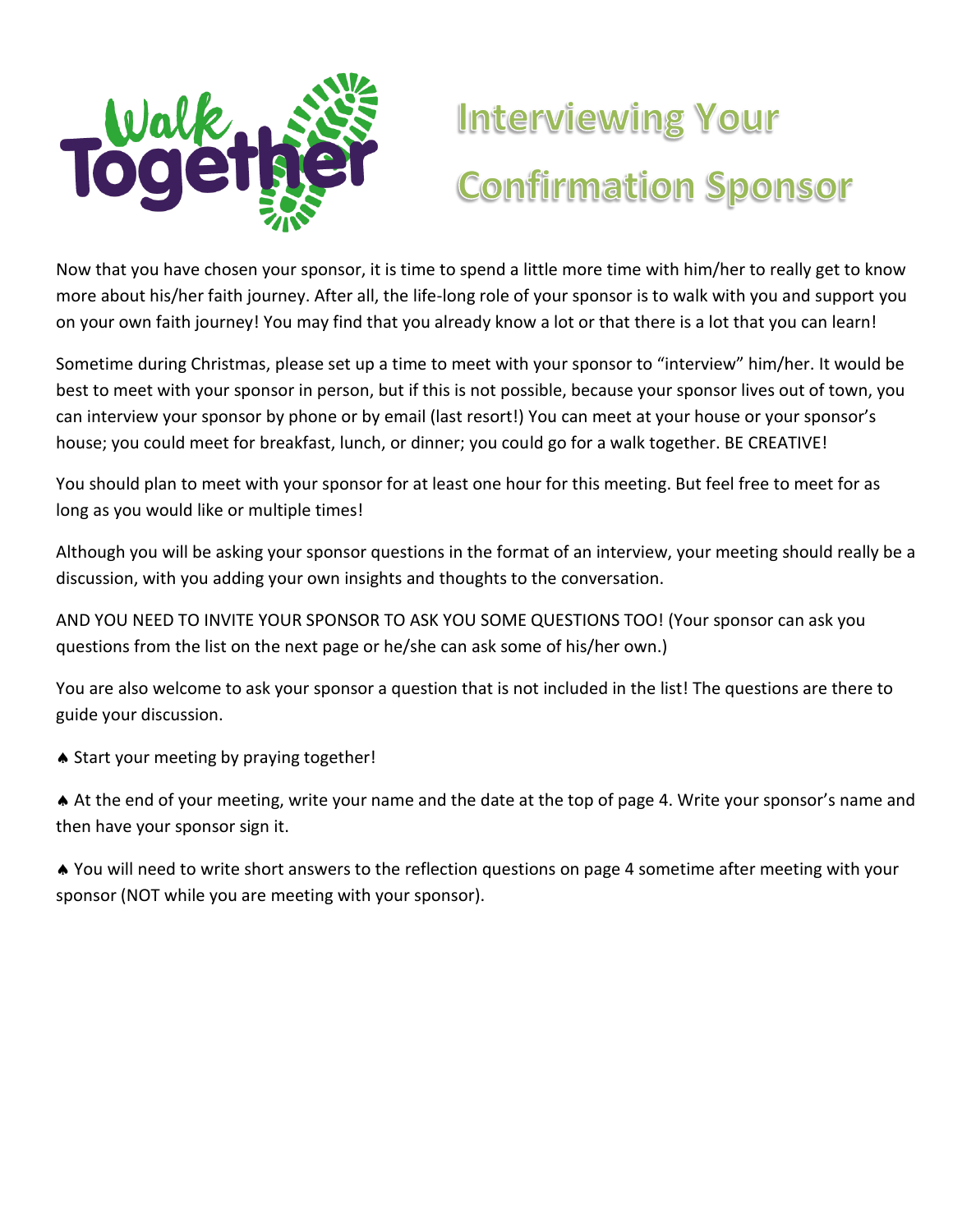# Interviewing Your Confirmation Sponsor

Now that you have chosen your sponsor, it is time to spend a little more time with him/her to really get to know more about his/her faith journey. After all, the life-long role of your sponsor is to walk with you and support you on your own faith journey! You may find that you already know a lot or that there is a lot that you can learn!

Sometime during Christmas, please set up a time to meet with your sponsor to "interview" him/her. It would be best to meet with your sponsor in person, but if this is not possible, because your sponsor lives out of town, you can interview your sponsor by phone or by email (last resort!) You can meet at your house or your sponsor's house; you could meet for breakfast, lunch, or dinner; you could go for a walk together. BE CREATIVE!

You should plan to meet with your sponsor for at least one hour for this meeting. But feel free to meet for as long as you would like or multiple times!

Although you will be asking your sponsor questions in the format of an interview, your meeting should really be a discussion, with you adding your own insights and thoughts to the conversation.

AND YOU NEED TO INVITE YOUR SPONSOR TO ASK YOU SOME QUESTIONS TOO! (Your sponsor can ask you questions from the list on the next page or he/she can ask some of his/her own.)

You are also welcome to ask your sponsor a question that is not included in the list! The questions are there to guide your discussion.

- Start your meeting by praying together!
- At the end of your meeting, write your name and the date at the top of page 4. Write your sponsor's name and then have your sponsor sign it.
- You will need to write short answers to the reflection questions on page 4 sometime after meeting with your sponsor (NOT while you are meeting with your sponsor).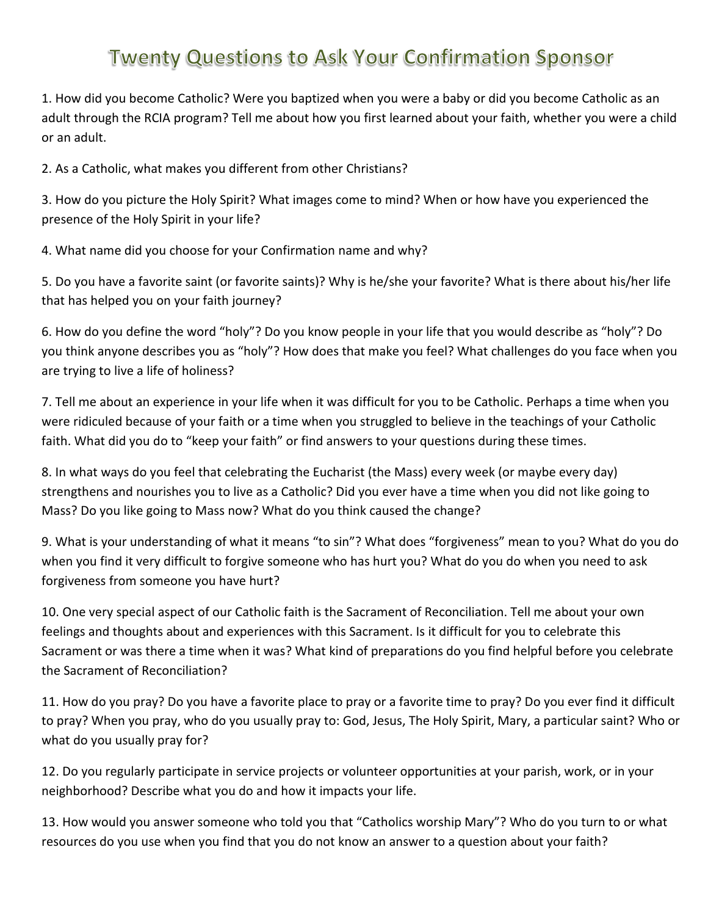# Twenty Questions to Ask Your Confirmation Sponsor

1. How did you become Catholic? Were you baptized when you were a baby or did you become Catholic as an adult through the RCIA program? Tell me about how you first learned about your faith, whether you were a child or an adult.

2. As a Catholic, what makes you different from other Christians?

3. How do you picture the Holy Spirit? What images come to mind? When or how have you experienced the presence of the Holy Spirit in your life?

4. What name did you choose for your Confirmation name and why?

5. Do you have a favorite saint (or favorite saints)? Why is he/she your favorite? What is there about his/her life that has helped you on your faith journey?

6. How do you define the word "holy"? Do you know people in your life that you would describe as "holy"? Do you think anyone describes you as "holy"? How does that make you feel? What challenges do you face when you are trying to live a life of holiness?

7. Tell me about an experience in your life when it was difficult for you to be Catholic. Perhaps a time when you were ridiculed because of your faith or a time when you struggled to believe in the teachings of your Catholic faith. What did you do to "keep your faith" or find answers to your questions during these times.

8. In what ways do you feel that celebrating the Eucharist (the Mass) every week (or maybe every day) strengthens and nourishes you to live as a Catholic? Did you ever have a time when you did not like going to Mass? Do you like going to Mass now? What do you think caused the change?

9. What is your understanding of what it means "to sin"? What does "forgiveness" mean to you? What do you do when you find it very difficult to forgive someone who has hurt you? What do you do when you need to ask forgiveness from someone you have hurt?

10. One very special aspect of our Catholic faith is the Sacrament of Reconciliation. Tell me about your own feelings and thoughts about and experiences with this Sacrament. Is it difficult for you to celebrate this Sacrament or was there a time when it was? What kind of preparations do you find helpful before you celebrate the Sacrament of Reconciliation?

11. How do you pray? Do you have a favorite place to pray or a favorite time to pray? Do you ever find it difficult to pray? When you pray, who do you usually pray to: God, Jesus, The Holy Spirit, Mary, a particular saint? Who or what do you usually pray for?

12. Do you regularly participate in service projects or volunteer opportunities at your parish, work, or in your neighborhood? Describe what you do and how it impacts your life.

13. How would you answer someone who told you that "Catholics worship Mary"? Who do you turn to or what resources do you use when you find that you do not know an answer to a question about your faith?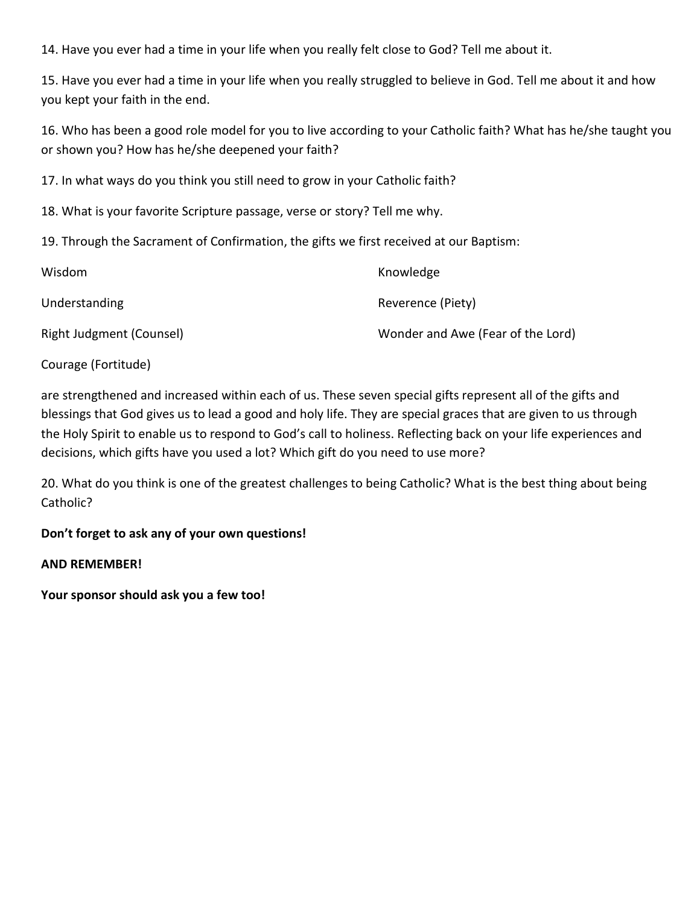14. Have you ever had a time in your life when you really felt close to God? Tell me about it.

15. Have you ever had a time in your life when you really struggled to believe in God. Tell me about it and how you kept your faith in the end.

16. Who has been a good role model for you to live according to your Catholic faith? What has he/she taught you or shown you? How has he/she deepened your faith?

17. In what ways do you think you still need to grow in your Catholic faith?

18. What is your favorite Scripture passage, verse or story? Tell me why.

19. Through the Sacrament of Confirmation, the gifts we first received at our Baptism:

| | |
|---|---|
| Wisdom | Knowledge |
| Understanding | Reverence (Piety) |
| Right Judgment (Counsel) | Wonder and Awe (Fear of the Lord) |
| Courage (Fortitude) | |

are strengthened and increased within each of us. These seven special gifts represent all of the gifts and blessings that God gives us to lead a good and holy life. They are special graces that are given to us through the Holy Spirit to enable us to respond to God's call to holiness. Reflecting back on your life experiences and decisions, which gifts have you used a lot? Which gift do you need to use more?

20. What do you think is one of the greatest challenges to being Catholic? What is the best thing about being Catholic?

**Don't forget to ask any of your own questions!**

**AND REMEMBER!**

**Your sponsor should ask you a few too!**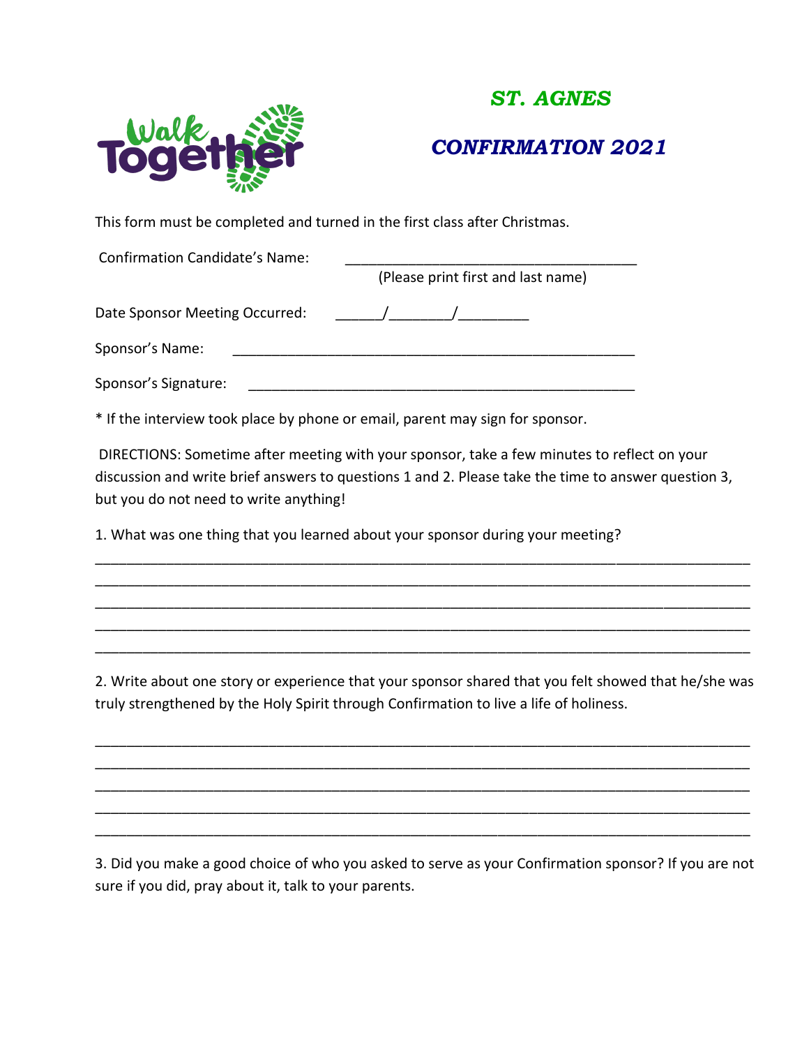Walk Together

# ST. AGNES

# CONFIRMATION 2021

This form must be completed and turned in the first class after Christmas.

Confirmation Candidate's Name: ______________________________________
(Please print first and last name)

Date Sponsor Meeting Occurred: ______/________/_________

Sponsor's Name: ____________________________________________________

Sponsor's Signature: ________________________________________________

* If the interview took place by phone or email, parent may sign for sponsor.

DIRECTIONS: Sometime after meeting with your sponsor, take a few minutes to reflect on your discussion and write brief answers to questions 1 and 2. Please take the time to answer question 3, but you do not need to write anything!

1. What was one thing that you learned about your sponsor during your meeting?

_____________________________________________________________________________________
_____________________________________________________________________________________
_____________________________________________________________________________________
_____________________________________________________________________________________
_____________________________________________________________________________________

2. Write about one story or experience that your sponsor shared that you felt showed that he/she was truly strengthened by the Holy Spirit through Confirmation to live a life of holiness.

_____________________________________________________________________________________
_____________________________________________________________________________________
_____________________________________________________________________________________
_____________________________________________________________________________________
_____________________________________________________________________________________

3. Did you make a good choice of who you asked to serve as your Confirmation sponsor? If you are not sure if you did, pray about it, talk to your parents.